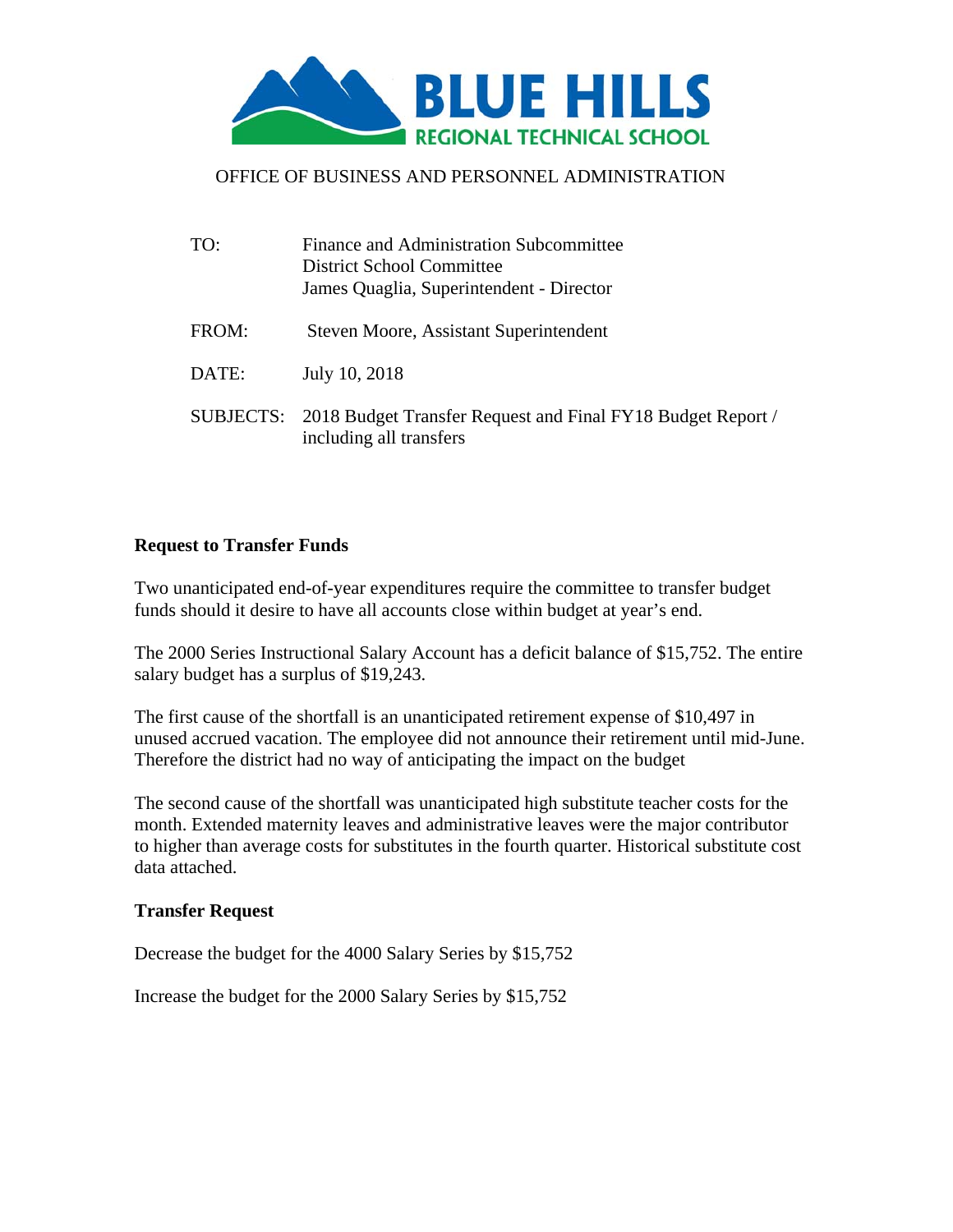# BLUE HILLS

## REGIONAL TECHNICAL SCHOOL

OFFICE OF BUSINESS AND PERSONNEL ADMINISTRATION

| | |
|---|---|
| TO: | Finance and Administration Subcommittee<br>District School Committee<br>James Quaglia, Superintendent - Director |
| FROM: | Steven Moore, Assistant Superintendent |
| DATE: | July 10, 2018 |
| SUBJECTS: | 2018 Budget Transfer Request and Final FY18 Budget Report / including all transfers |

**Request to Transfer Funds**

Two unanticipated end-of-year expenditures require the committee to transfer budget funds should it desire to have all accounts close within budget at year's end.

The 2000 Series Instructional Salary Account has a deficit balance of $15,752. The entire salary budget has a surplus of $19,243.

The first cause of the shortfall is an unanticipated retirement expense of $10,497 in unused accrued vacation. The employee did not announce their retirement until mid-June. Therefore the district had no way of anticipating the impact on the budget

The second cause of the shortfall was unanticipated high substitute teacher costs for the month. Extended maternity leaves and administrative leaves were the major contributor to higher than average costs for substitutes in the fourth quarter. Historical substitute cost data attached.

**Transfer Request**

Decrease the budget for the 4000 Salary Series by $15,752

Increase the budget for the 2000 Salary Series by $15,752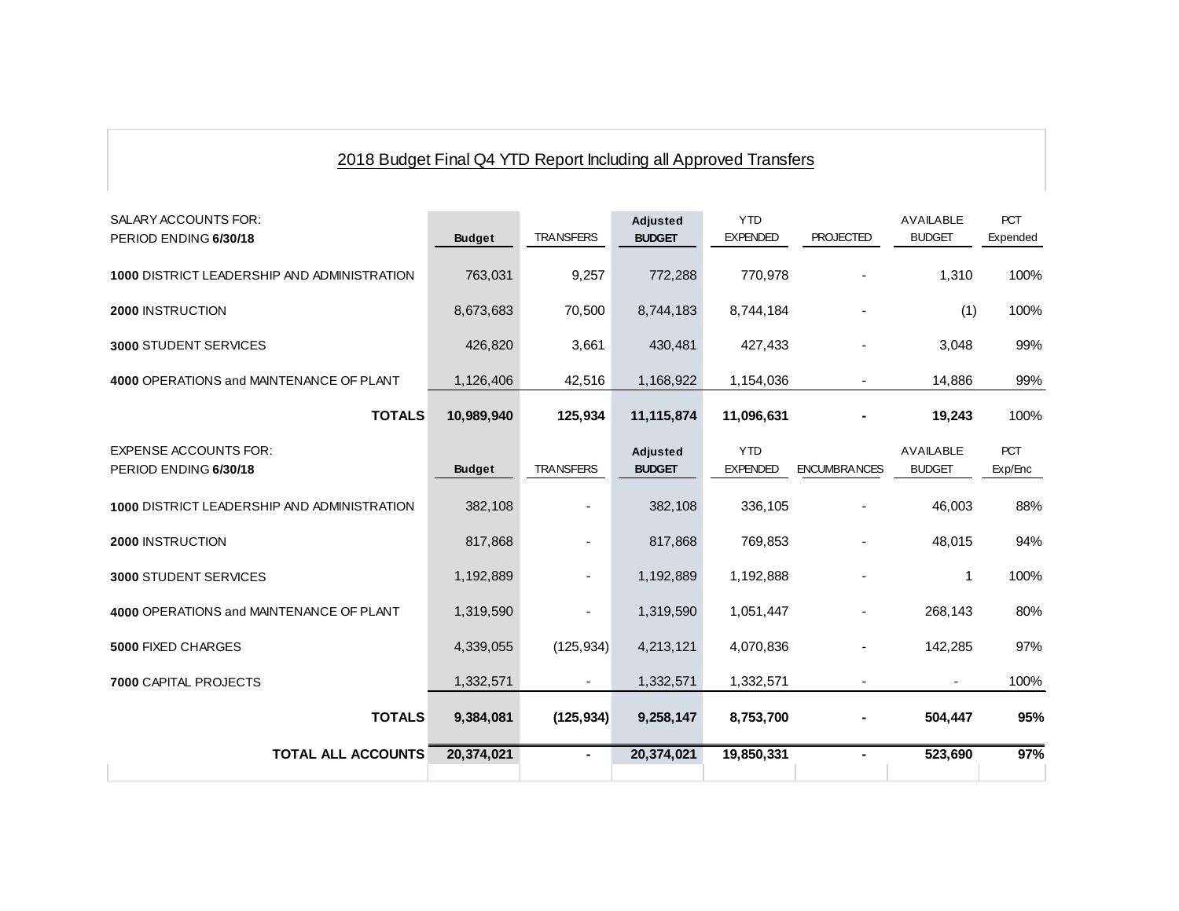## 2018 Budget Final Q4 YTD Report Including all Approved Transfers

| SALARY ACCOUNTS FOR: PERIOD ENDING **6/30/18** | **Budget** | TRANSFERS | **Adjusted BUDGET** | YTD EXPENDED | PROJECTED | AVAILABLE BUDGET | PCT Expended |
|---|---|---|---|---|---|---|---|
| **1000** DISTRICT LEADERSHIP AND ADMINISTRATION | 763,031 | 9,257 | 772,288 | 770,978 | - | 1,310 | 100% |
| **2000** INSTRUCTION | 8,673,683 | 70,500 | 8,744,183 | 8,744,184 | - | (1) | 100% |
| **3000** STUDENT SERVICES | 426,820 | 3,661 | 430,481 | 427,433 | - | 3,048 | 99% |
| **4000** OPERATIONS and MAINTENANCE OF PLANT | 1,126,406 | 42,516 | 1,168,922 | 1,154,036 | - | 14,886 | 99% |
| **TOTALS** | **10,989,940** | **125,934** | **11,115,874** | **11,096,631** | **-** | **19,243** | 100% |

| EXPENSE ACCOUNTS FOR: PERIOD ENDING **6/30/18** | **Budget** | TRANSFERS | **Adjusted BUDGET** | YTD EXPENDED | ENCUMBRANCES | AVAILABLE BUDGET | PCT Exp/Enc |
|---|---|---|---|---|---|---|---|
| **1000** DISTRICT LEADERSHIP AND ADMINISTRATION | 382,108 | - | 382,108 | 336,105 | - | 46,003 | 88% |
| **2000** INSTRUCTION | 817,868 | - | 817,868 | 769,853 | - | 48,015 | 94% |
| **3000** STUDENT SERVICES | 1,192,889 | - | 1,192,889 | 1,192,888 | - | 1 | 100% |
| **4000** OPERATIONS and MAINTENANCE OF PLANT | 1,319,590 | - | 1,319,590 | 1,051,447 | - | 268,143 | 80% |
| **5000** FIXED CHARGES | 4,339,055 | (125,934) | 4,213,121 | 4,070,836 | - | 142,285 | 97% |
| **7000** CAPITAL PROJECTS | 1,332,571 | - | 1,332,571 | 1,332,571 | - | - | 100% |
| **TOTALS** | **9,384,081** | **(125,934)** | **9,258,147** | **8,753,700** | **-** | **504,447** | **95%** |
| **TOTAL ALL ACCOUNTS** | **20,374,021** | **-** | **20,374,021** | **19,850,331** | **-** | **523,690** | **97%** |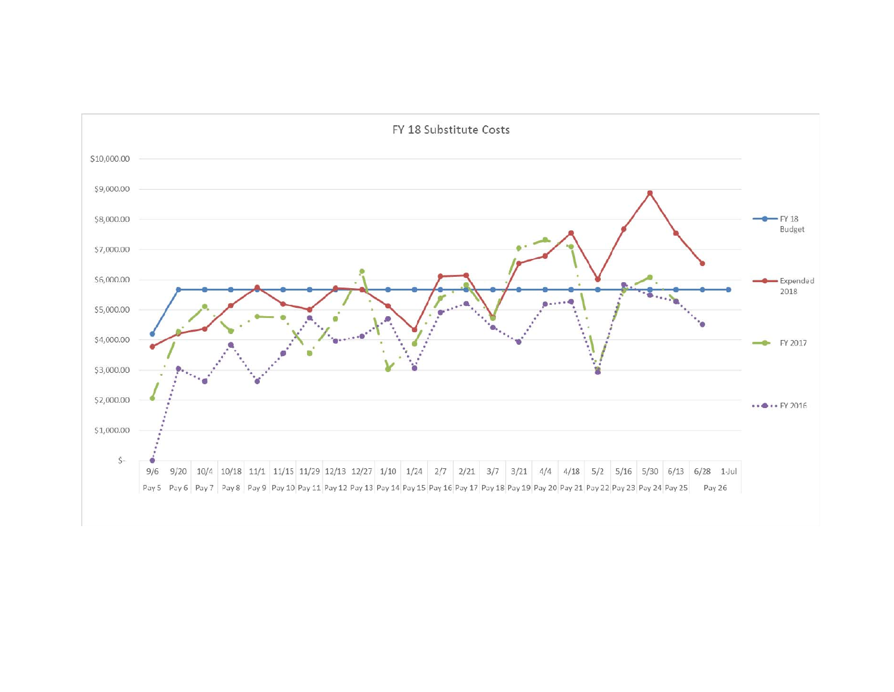FY 18 Substitute Costs

$10,000.00
$9,000.00
$8,000.00
$7,000.00
$6,000.00
$5,000.00
$4,000.00
$3,000.00
$2,000.00
$1,000.00
$-

9/6 9/20 10/4 10/18 11/1 11/15 11/29 12/13 12/27 1/10 1/24 2/7 2/21 3/7 3/21 4/4 4/18 5/2 5/16 5/30 6/13 6/28 1-Jul

Pay 5 Pay 6 Pay 7 Pay 8 Pay 9 Pay 10 Pay 11 Pay 12 Pay 13 Pay 14 Pay 15 Pay 16 Pay 17 Pay 18 Pay 19 Pay 20 Pay 21 Pay 22 Pay 23 Pay 24 Pay 25 Pay 26

FY 18 Budget

Expended 2018

FY 2017

FY 2016